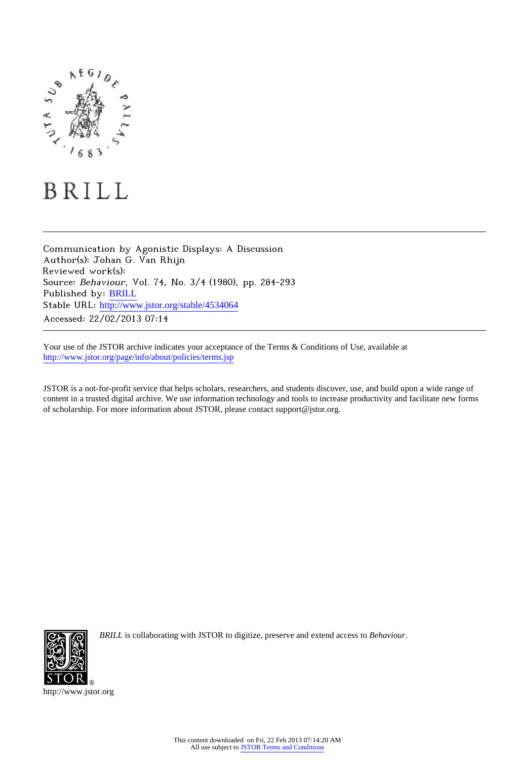BRILL

---

Communication by Agonistic Displays: A Discussion
Author(s): Johan G. Van Rhijn
Reviewed work(s):
Source: *Behaviour*, Vol. 74, No. 3/4 (1980), pp. 284-293
Published by: BRILL
Stable URL: http://www.jstor.org/stable/4534064
Accessed: 22/02/2013 07:14

---

Your use of the JSTOR archive indicates your acceptance of the Terms & Conditions of Use, available at
http://www.jstor.org/page/info/about/policies/terms.jsp

JSTOR is a not-for-profit service that helps scholars, researchers, and students discover, use, and build upon a wide range of content in a trusted digital archive. We use information technology and tools to increase productivity and facilitate new forms of scholarship. For more information about JSTOR, please contact support@jstor.org.

*BRILL* is collaborating with JSTOR to digitize, preserve and extend access to *Behaviour*.

http://www.jstor.org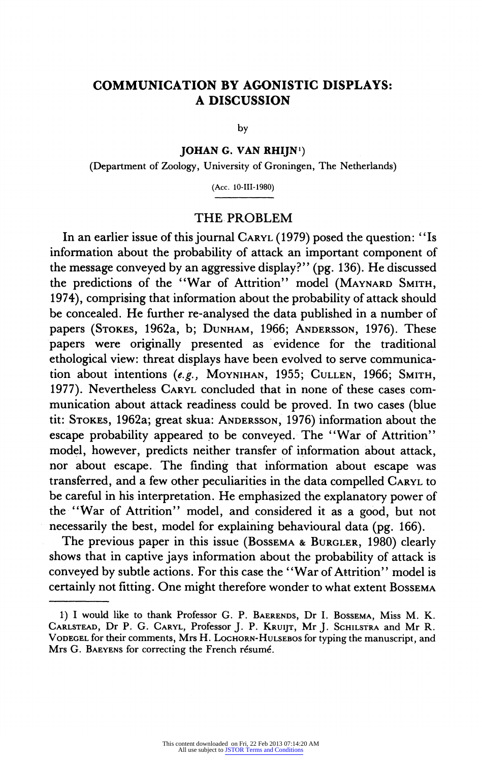# COMMUNICATION BY AGONISTIC DISPLAYS: A DISCUSSION

by

**JOHAN G. VAN RHIJN**[1]

(Department of Zoology, University of Groningen, The Netherlands)

(Acc. 10-III-1980)

## THE PROBLEM

In an earlier issue of this journal CARYL (1979) posed the question: "Is information about the probability of attack an important component of the message conveyed by an aggressive display?" (pg. 136). He discussed the predictions of the "War of Attrition" model (MAYNARD SMITH, 1974), comprising that information about the probability of attack should be concealed. He further re-analysed the data published in a number of papers (STOKES, 1962a, b; DUNHAM, 1966; ANDERSSON, 1976). These papers were originally presented as evidence for the traditional ethological view: threat displays have been evolved to serve communication about intentions (*e.g.*, MOYNIHAN, 1955; CULLEN, 1966; SMITH, 1977). Nevertheless CARYL concluded that in none of these cases communication about attack readiness could be proved. In two cases (blue tit: STOKES, 1962a; great skua: ANDERSSON, 1976) information about the escape probability appeared to be conveyed. The "War of Attrition" model, however, predicts neither transfer of information about attack, nor about escape. The finding that information about escape was transferred, and a few other peculiarities in the data compelled CARYL to be careful in his interpretation. He emphasized the explanatory power of the "War of Attrition" model, and considered it as a good, but not necessarily the best, model for explaining behavioural data (pg. 166).

The previous paper in this issue (BOSSEMA & BURGLER, 1980) clearly shows that in captive jays information about the probability of attack is conveyed by subtle actions. For this case the "War of Attrition" model is certainly not fitting. One might therefore wonder to what extent BOSSEMA

---

1) I would like to thank Professor G. P. BAERENDS, Dr I. BOSSEMA, Miss M. K. CARLSTEAD, Dr P. G. CARYL, Professor J. P. KRUIJT, Mr J. SCHILSTRA and Mr R. VODEGEL for their comments, Mrs H. LOCHORN-HULSEBOS for typing the manuscript, and Mrs G. BAEYENS for correcting the French résumé.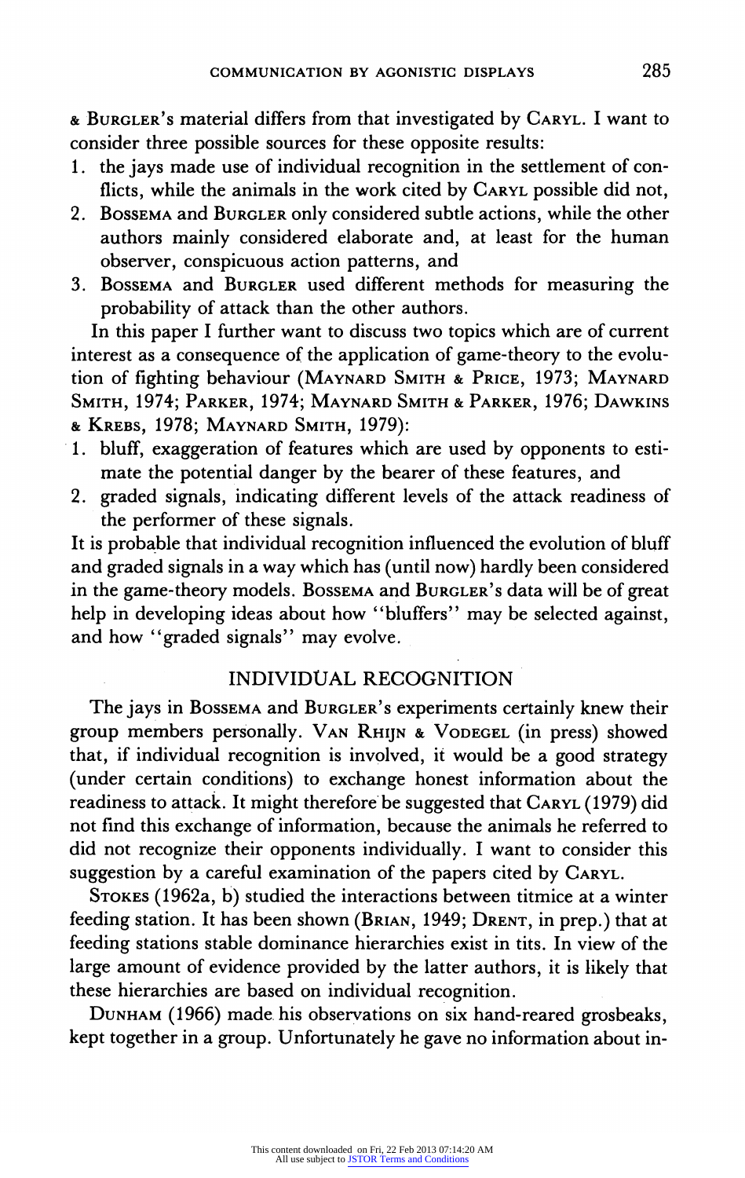& BURGLER's material differs from that investigated by CARYL. I want to consider three possible sources for these opposite results:

1. the jays made use of individual recognition in the settlement of conflicts, while the animals in the work cited by CARYL possible did not,
2. BOSSEMA and BURGLER only considered subtle actions, while the other authors mainly considered elaborate and, at least for the human observer, conspicuous action patterns, and
3. BOSSEMA and BURGLER used different methods for measuring the probability of attack than the other authors.

In this paper I further want to discuss two topics which are of current interest as a consequence of the application of game-theory to the evolution of fighting behaviour (MAYNARD SMITH & PRICE, 1973; MAYNARD SMITH, 1974; PARKER, 1974; MAYNARD SMITH & PARKER, 1976; DAWKINS & KREBS, 1978; MAYNARD SMITH, 1979):

1. bluff, exaggeration of features which are used by opponents to estimate the potential danger by the bearer of these features, and
2. graded signals, indicating different levels of the attack readiness of the performer of these signals.

It is probable that individual recognition influenced the evolution of bluff and graded signals in a way which has (until now) hardly been considered in the game-theory models. BOSSEMA and BURGLER's data will be of great help in developing ideas about how "bluffers" may be selected against, and how "graded signals" may evolve.

## INDIVIDUAL RECOGNITION

The jays in BOSSEMA and BURGLER's experiments certainly knew their group members personally. VAN RHIJN & VODEGEL (in press) showed that, if individual recognition is involved, it would be a good strategy (under certain conditions) to exchange honest information about the readiness to attack. It might therefore be suggested that CARYL (1979) did not find this exchange of information, because the animals he referred to did not recognize their opponents individually. I want to consider this suggestion by a careful examination of the papers cited by CARYL.

STOKES (1962a, b) studied the interactions between titmice at a winter feeding station. It has been shown (BRIAN, 1949; DRENT, in prep.) that at feeding stations stable dominance hierarchies exist in tits. In view of the large amount of evidence provided by the latter authors, it is likely that these hierarchies are based on individual recognition.

DUNHAM (1966) made his observations on six hand-reared grosbeaks, kept together in a group. Unfortunately he gave no information about in-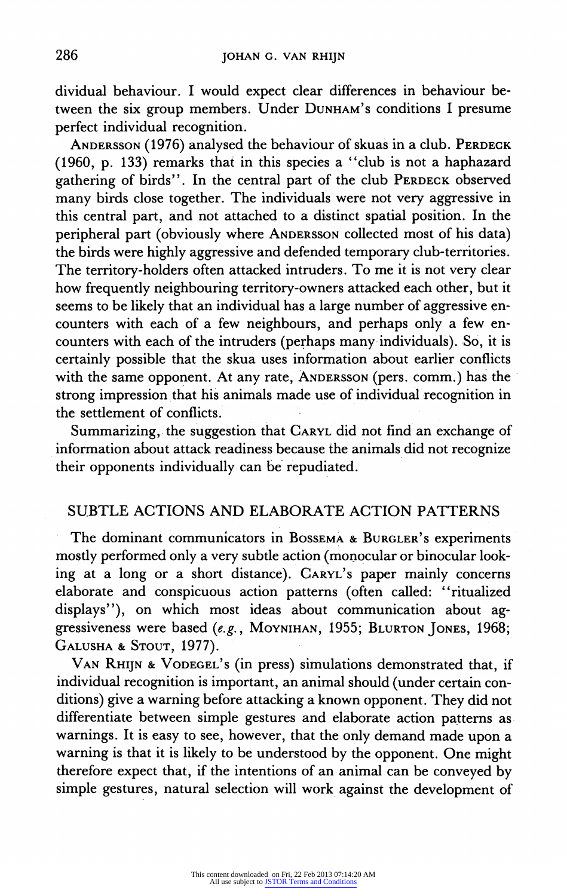dividual behaviour. I would expect clear differences in behaviour between the six group members. Under DUNHAM's conditions I presume perfect individual recognition.

ANDERSSON (1976) analysed the behaviour of skuas in a club. PERDECK (1960, p. 133) remarks that in this species a "club is not a haphazard gathering of birds". In the central part of the club PERDECK observed many birds close together. The individuals were not very aggressive in this central part, and not attached to a distinct spatial position. In the peripheral part (obviously where ANDERSSON collected most of his data) the birds were highly aggressive and defended temporary club-territories. The territory-holders often attacked intruders. To me it is not very clear how frequently neighbouring territory-owners attacked each other, but it seems to be likely that an individual has a large number of aggressive encounters with each of a few neighbours, and perhaps only a few encounters with each of the intruders (perhaps many individuals). So, it is certainly possible that the skua uses information about earlier conflicts with the same opponent. At any rate, ANDERSSON (pers. comm.) has the strong impression that his animals made use of individual recognition in the settlement of conflicts.

Summarizing, the suggestion that CARYL did not find an exchange of information about attack readiness because the animals did not recognize their opponents individually can be repudiated.

## SUBTLE ACTIONS AND ELABORATE ACTION PATTERNS

The dominant communicators in BOSSEMA & BURGLER's experiments mostly performed only a very subtle action (monocular or binocular looking at a long or a short distance). CARYL's paper mainly concerns elaborate and conspicuous action patterns (often called: "ritualized displays"), on which most ideas about communication about aggressiveness were based (*e.g.*, MOYNIHAN, 1955; BLURTON JONES, 1968; GALUSHA & STOUT, 1977).

VAN RHIJN & VODEGEL's (in press) simulations demonstrated that, if individual recognition is important, an animal should (under certain conditions) give a warning before attacking a known opponent. They did not differentiate between simple gestures and elaborate action patterns as warnings. It is easy to see, however, that the only demand made upon a warning is that it is likely to be understood by the opponent. One might therefore expect that, if the intentions of an animal can be conveyed by simple gestures, natural selection will work against the development of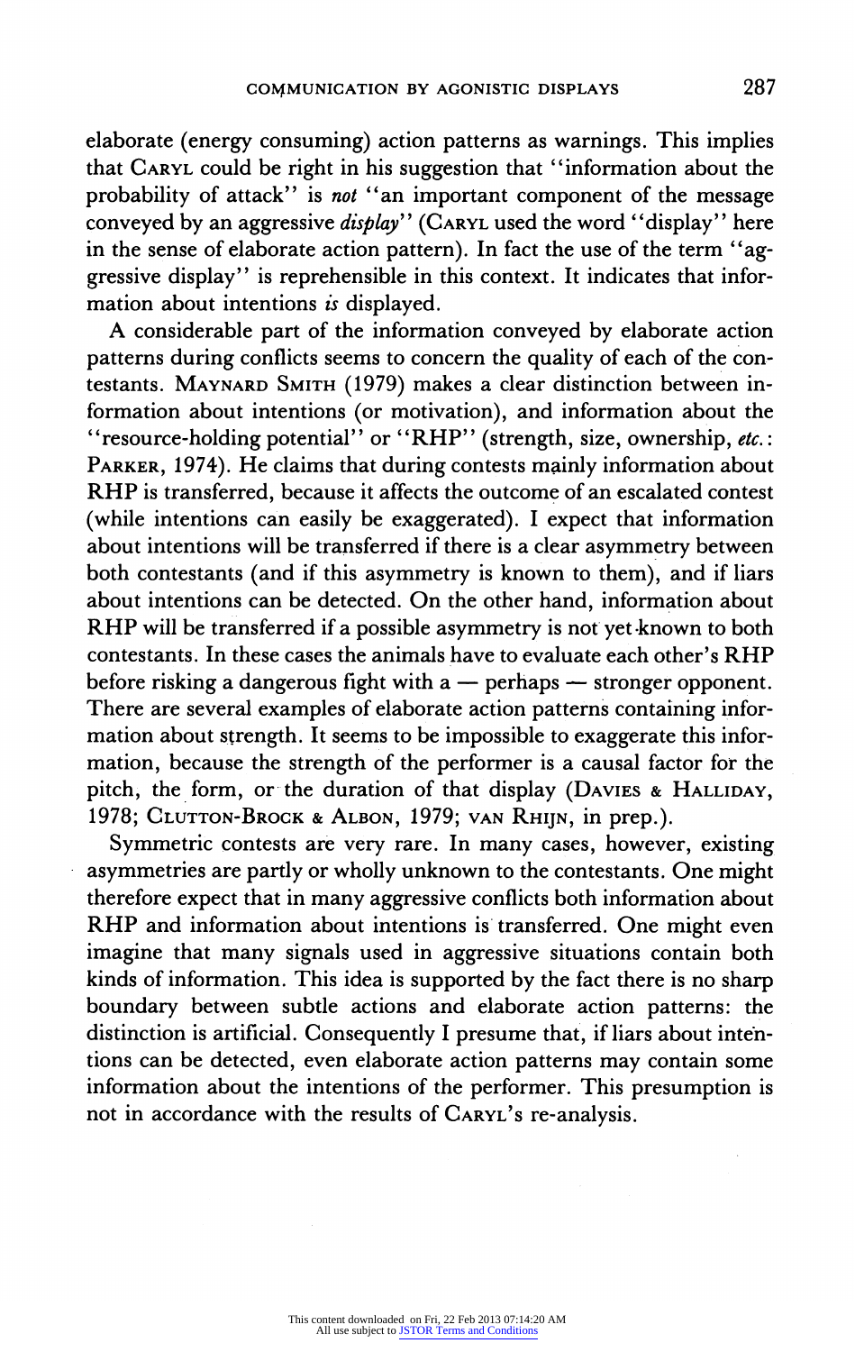elaborate (energy consuming) action patterns as warnings. This implies that CARYL could be right in his suggestion that "information about the probability of attack" is *not* "an important component of the message conveyed by an aggressive *display*" (CARYL used the word "display" here in the sense of elaborate action pattern). In fact the use of the term "aggressive display" is reprehensible in this context. It indicates that information about intentions *is* displayed.

A considerable part of the information conveyed by elaborate action patterns during conflicts seems to concern the quality of each of the contestants. MAYNARD SMITH (1979) makes a clear distinction between information about intentions (or motivation), and information about the "resource-holding potential" or "RHP" (strength, size, ownership, *etc.*: PARKER, 1974). He claims that during contests mainly information about RHP is transferred, because it affects the outcome of an escalated contest (while intentions can easily be exaggerated). I expect that information about intentions will be transferred if there is a clear asymmetry between both contestants (and if this asymmetry is known to them), and if liars about intentions can be detected. On the other hand, information about RHP will be transferred if a possible asymmetry is not yet known to both contestants. In these cases the animals have to evaluate each other's RHP before risking a dangerous fight with a — perhaps — stronger opponent. There are several examples of elaborate action patterns containing information about strength. It seems to be impossible to exaggerate this information, because the strength of the performer is a causal factor for the pitch, the form, or the duration of that display (DAVIES & HALLIDAY, 1978; CLUTTON-BROCK & ALBON, 1979; VAN RHIJN, in prep.).

Symmetric contests are very rare. In many cases, however, existing asymmetries are partly or wholly unknown to the contestants. One might therefore expect that in many aggressive conflicts both information about RHP and information about intentions is transferred. One might even imagine that many signals used in aggressive situations contain both kinds of information. This idea is supported by the fact there is no sharp boundary between subtle actions and elaborate action patterns: the distinction is artificial. Consequently I presume that, if liars about intentions can be detected, even elaborate action patterns may contain some information about the intentions of the performer. This presumption is not in accordance with the results of CARYL's re-analysis.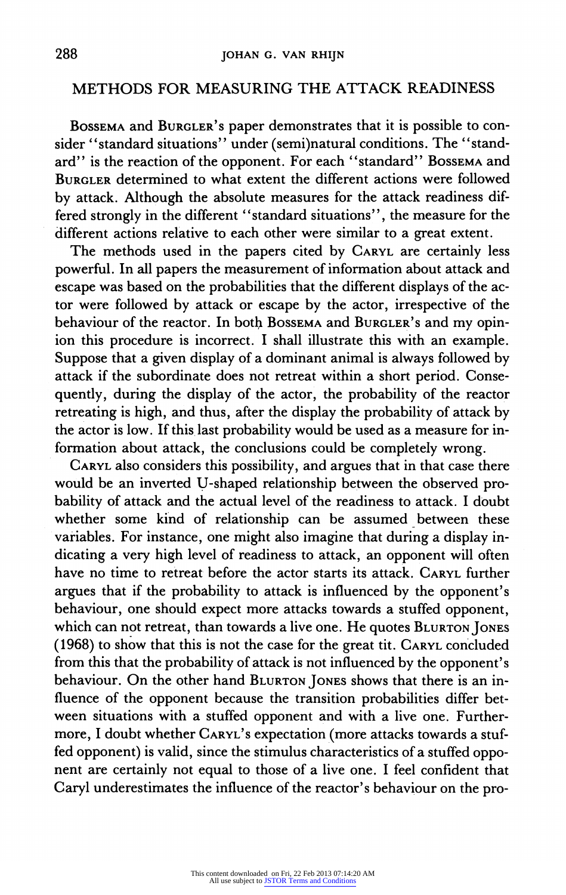## METHODS FOR MEASURING THE ATTACK READINESS

BOSSEMA and BURGLER's paper demonstrates that it is possible to consider "standard situations" under (semi)natural conditions. The "standard" is the reaction of the opponent. For each "standard" BOSSEMA and BURGLER determined to what extent the different actions were followed by attack. Although the absolute measures for the attack readiness differed strongly in the different "standard situations", the measure for the different actions relative to each other were similar to a great extent.

The methods used in the papers cited by CARYL are certainly less powerful. In all papers the measurement of information about attack and escape was based on the probabilities that the different displays of the actor were followed by attack or escape by the actor, irrespective of the behaviour of the reactor. In both BOSSEMA and BURGLER's and my opinion this procedure is incorrect. I shall illustrate this with an example. Suppose that a given display of a dominant animal is always followed by attack if the subordinate does not retreat within a short period. Consequently, during the display of the actor, the probability of the reactor retreating is high, and thus, after the display the probability of attack by the actor is low. If this last probability would be used as a measure for information about attack, the conclusions could be completely wrong.

CARYL also considers this possibility, and argues that in that case there would be an inverted U-shaped relationship between the observed probability of attack and the actual level of the readiness to attack. I doubt whether some kind of relationship can be assumed between these variables. For instance, one might also imagine that during a display indicating a very high level of readiness to attack, an opponent will often have no time to retreat before the actor starts its attack. CARYL further argues that if the probability to attack is influenced by the opponent's behaviour, one should expect more attacks towards a stuffed opponent, which can not retreat, than towards a live one. He quotes BLURTON JONES (1968) to show that this is not the case for the great tit. CARYL concluded from this that the probability of attack is not influenced by the opponent's behaviour. On the other hand BLURTON JONES shows that there is an influence of the opponent because the transition probabilities differ between situations with a stuffed opponent and with a live one. Furthermore, I doubt whether CARYL's expectation (more attacks towards a stuffed opponent) is valid, since the stimulus characteristics of a stuffed opponent are certainly not equal to those of a live one. I feel confident that Caryl underestimates the influence of the reactor's behaviour on the pro-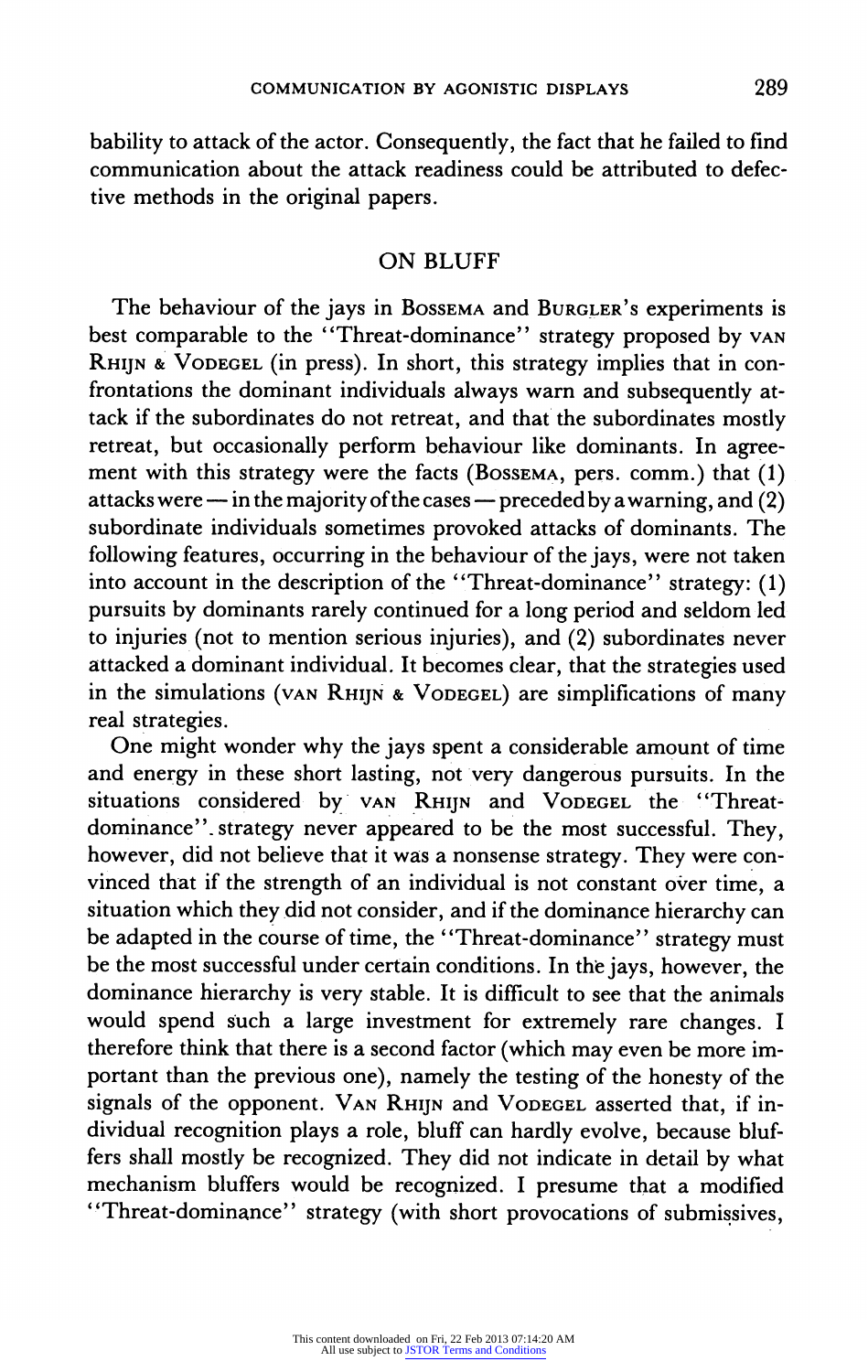bability to attack of the actor. Consequently, the fact that he failed to find communication about the attack readiness could be attributed to defective methods in the original papers.

## ON BLUFF

The behaviour of the jays in BOSSEMA and BURGLER's experiments is best comparable to the "Threat-dominance" strategy proposed by VAN RHIJN & VODEGEL (in press). In short, this strategy implies that in confrontations the dominant individuals always warn and subsequently attack if the subordinates do not retreat, and that the subordinates mostly retreat, but occasionally perform behaviour like dominants. In agreement with this strategy were the facts (BOSSEMA, pers. comm.) that (1) attacks were — in the majority of the cases — preceded by a warning, and (2) subordinate individuals sometimes provoked attacks of dominants. The following features, occurring in the behaviour of the jays, were not taken into account in the description of the "Threat-dominance" strategy: (1) pursuits by dominants rarely continued for a long period and seldom led to injuries (not to mention serious injuries), and (2) subordinates never attacked a dominant individual. It becomes clear, that the strategies used in the simulations (VAN RHIJN & VODEGEL) are simplifications of many real strategies.

One might wonder why the jays spent a considerable amount of time and energy in these short lasting, not very dangerous pursuits. In the situations considered by VAN RHIJN and VODEGEL the "Threat-dominance" strategy never appeared to be the most successful. They, however, did not believe that it was a nonsense strategy. They were convinced that if the strength of an individual is not constant over time, a situation which they did not consider, and if the dominance hierarchy can be adapted in the course of time, the "Threat-dominance" strategy must be the most successful under certain conditions. In the jays, however, the dominance hierarchy is very stable. It is difficult to see that the animals would spend such a large investment for extremely rare changes. I therefore think that there is a second factor (which may even be more important than the previous one), namely the testing of the honesty of the signals of the opponent. VAN RHIJN and VODEGEL asserted that, if individual recognition plays a role, bluff can hardly evolve, because bluffers shall mostly be recognized. They did not indicate in detail by what mechanism bluffers would be recognized. I presume that a modified "Threat-dominance" strategy (with short provocations of submissives,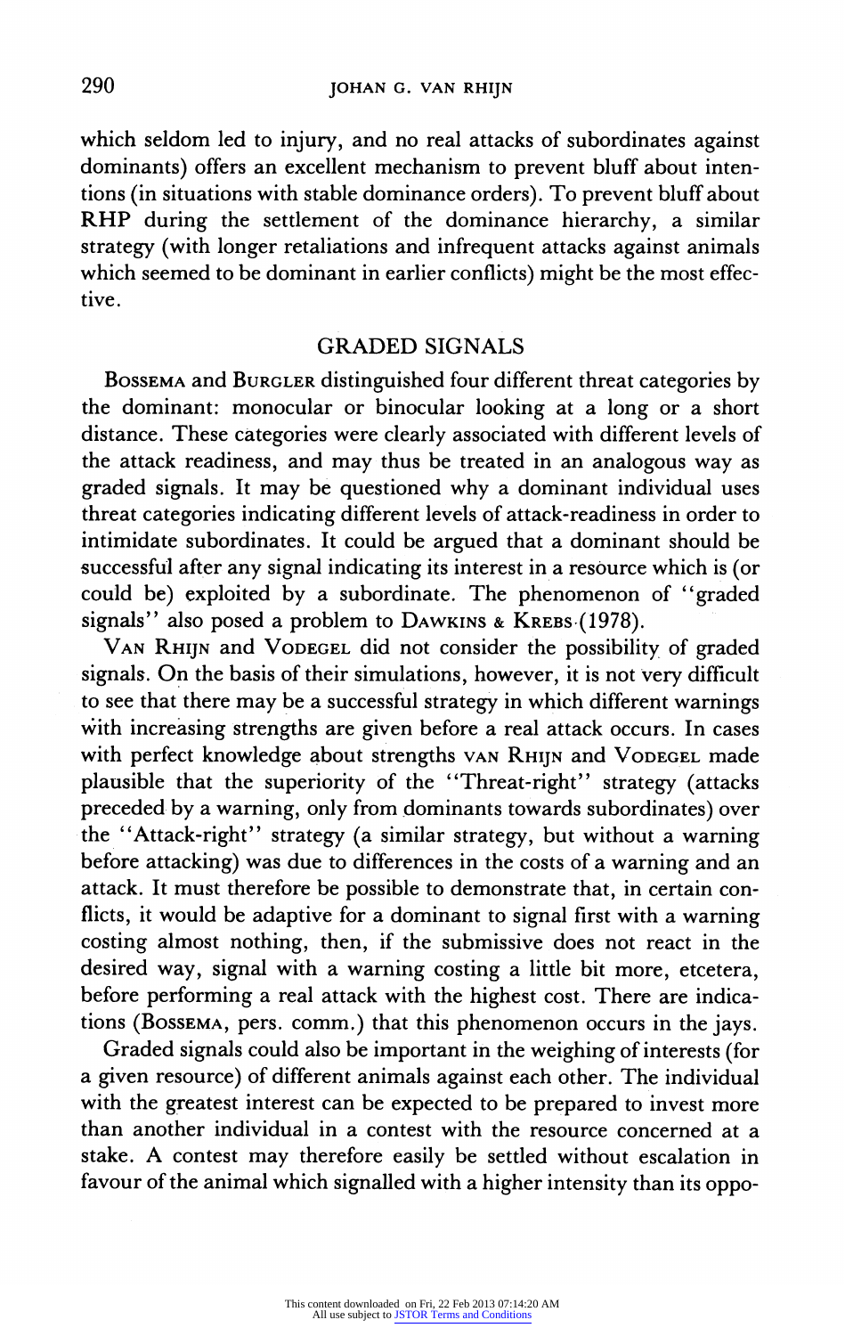which seldom led to injury, and no real attacks of subordinates against dominants) offers an excellent mechanism to prevent bluff about intentions (in situations with stable dominance orders). To prevent bluff about RHP during the settlement of the dominance hierarchy, a similar strategy (with longer retaliations and infrequent attacks against animals which seemed to be dominant in earlier conflicts) might be the most effective.

## GRADED SIGNALS

Bossema and Burgler distinguished four different threat categories by the dominant: monocular or binocular looking at a long or a short distance. These categories were clearly associated with different levels of the attack readiness, and may thus be treated in an analogous way as graded signals. It may be questioned why a dominant individual uses threat categories indicating different levels of attack-readiness in order to intimidate subordinates. It could be argued that a dominant should be successful after any signal indicating its interest in a resource which is (or could be) exploited by a subordinate. The phenomenon of "graded signals" also posed a problem to Dawkins & Krebs (1978).

Van Rhijn and Vodegel did not consider the possibility of graded signals. On the basis of their simulations, however, it is not very difficult to see that there may be a successful strategy in which different warnings with increasing strengths are given before a real attack occurs. In cases with perfect knowledge about strengths van Rhijn and Vodegel made plausible that the superiority of the "Threat-right" strategy (attacks preceded by a warning, only from dominants towards subordinates) over the "Attack-right" strategy (a similar strategy, but without a warning before attacking) was due to differences in the costs of a warning and an attack. It must therefore be possible to demonstrate that, in certain conflicts, it would be adaptive for a dominant to signal first with a warning costing almost nothing, then, if the submissive does not react in the desired way, signal with a warning costing a little bit more, etcetera, before performing a real attack with the highest cost. There are indications (Bossema, pers. comm.) that this phenomenon occurs in the jays.

Graded signals could also be important in the weighing of interests (for a given resource) of different animals against each other. The individual with the greatest interest can be expected to be prepared to invest more than another individual in a contest with the resource concerned at a stake. A contest may therefore easily be settled without escalation in favour of the animal which signalled with a higher intensity than its oppo-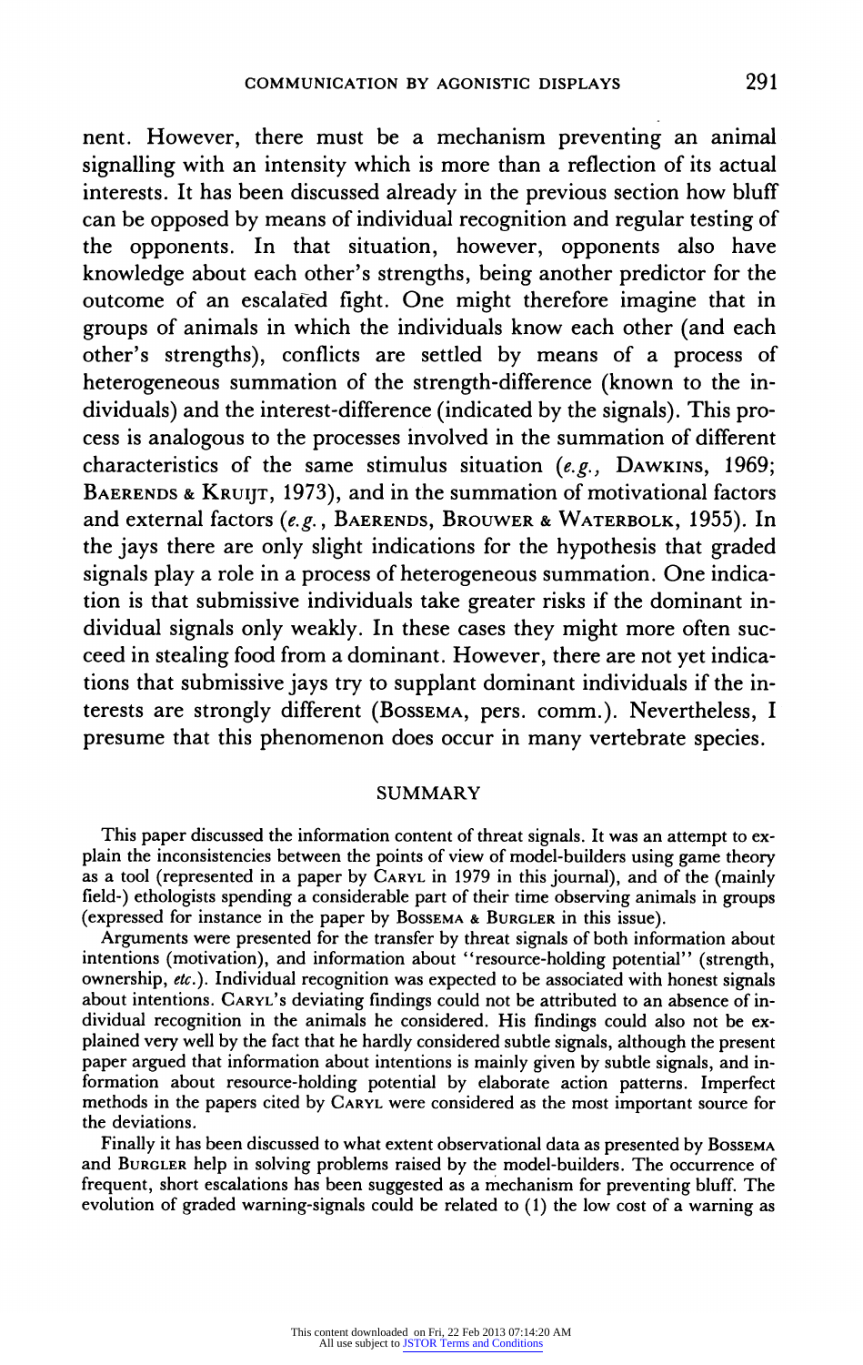nent. However, there must be a mechanism preventing an animal signalling with an intensity which is more than a reflection of its actual interests. It has been discussed already in the previous section how bluff can be opposed by means of individual recognition and regular testing of the opponents. In that situation, however, opponents also have knowledge about each other's strengths, being another predictor for the outcome of an escalated fight. One might therefore imagine that in groups of animals in which the individuals know each other (and each other's strengths), conflicts are settled by means of a process of heterogeneous summation of the strength-difference (known to the individuals) and the interest-difference (indicated by the signals). This process is analogous to the processes involved in the summation of different characteristics of the same stimulus situation (*e.g.*, DAWKINS, 1969; BAERENDS & KRUIJT, 1973), and in the summation of motivational factors and external factors (*e.g.*, BAERENDS, BROUWER & WATERBOLK, 1955). In the jays there are only slight indications for the hypothesis that graded signals play a role in a process of heterogeneous summation. One indication is that submissive individuals take greater risks if the dominant individual signals only weakly. In these cases they might more often succeed in stealing food from a dominant. However, there are not yet indications that submissive jays try to supplant dominant individuals if the interests are strongly different (BOSSEMA, pers. comm.). Nevertheless, I presume that this phenomenon does occur in many vertebrate species.

## SUMMARY

This paper discussed the information content of threat signals. It was an attempt to explain the inconsistencies between the points of view of model-builders using game theory as a tool (represented in a paper by CARYL in 1979 in this journal), and of the (mainly field-) ethologists spending a considerable part of their time observing animals in groups (expressed for instance in the paper by BOSSEMA & BURGLER in this issue).

Arguments were presented for the transfer by threat signals of both information about intentions (motivation), and information about "resource-holding potential" (strength, ownership, *etc.*). Individual recognition was expected to be associated with honest signals about intentions. CARYL's deviating findings could not be attributed to an absence of individual recognition in the animals he considered. His findings could also not be explained very well by the fact that he hardly considered subtle signals, although the present paper argued that information about intentions is mainly given by subtle signals, and information about resource-holding potential by elaborate action patterns. Imperfect methods in the papers cited by CARYL were considered as the most important source for the deviations.

Finally it has been discussed to what extent observational data as presented by BOSSEMA and BURGLER help in solving problems raised by the model-builders. The occurrence of frequent, short escalations has been suggested as a mechanism for preventing bluff. The evolution of graded warning-signals could be related to (1) the low cost of a warning as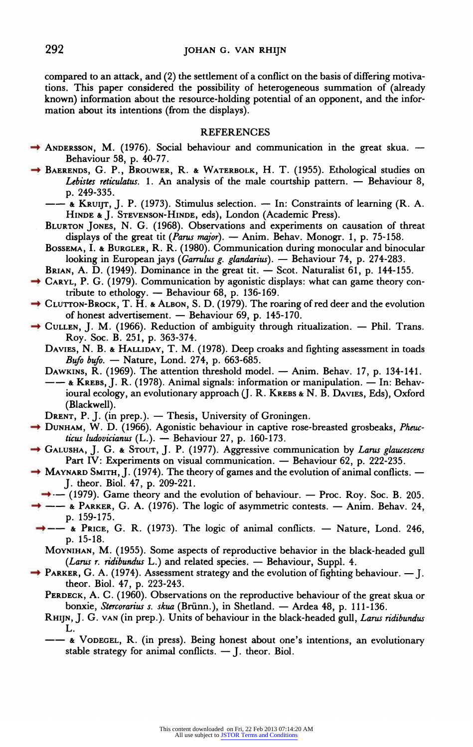compared to an attack, and (2) the settlement of a conflict on the basis of differing motivations. This paper considered the possibility of heterogeneous summation of (already known) information about the resource-holding potential of an opponent, and the information about its intentions (from the displays).

## REFERENCES

ANDERSSON, M. (1976). Social behaviour and communication in the great skua. — Behaviour 58, p. 40-77.

BAERENDS, G. P., BROUWER, R. & WATERBOLK, H. T. (1955). Ethological studies on *Lebistes reticulatus*. 1. An analysis of the male courtship pattern. — Behaviour 8, p. 249-335.

—— & KRUIJT, J. P. (1973). Stimulus selection. — In: Constraints of learning (R. A. HINDE & J. STEVENSON-HINDE, eds), London (Academic Press).

BLURTON JONES, N. G. (1968). Observations and experiments on causation of threat displays of the great tit (*Parus major*). — Anim. Behav. Monogr. 1, p. 75-158.

BOSSEMA, I. & BURGLER, R. R. (1980). Communication during monocular and binocular looking in European jays (*Garrulus g. glandarius*). — Behaviour 74, p. 274-283.

BRIAN, A. D. (1949). Dominance in the great tit. — Scot. Naturalist 61, p. 144-155.

CARYL, P. G. (1979). Communication by agonistic displays: what can game theory contribute to ethology. — Behaviour 68, p. 136-169.

CLUTTON-BROCK, T. H. & ALBON, S. D. (1979). The roaring of red deer and the evolution of honest advertisement. — Behaviour 69, p. 145-170.

CULLEN, J. M. (1966). Reduction of ambiguity through ritualization. — Phil. Trans. Roy. Soc. B. 251, p. 363-374.

DAVIES, N. B. & HALLIDAY, T. M. (1978). Deep croaks and fighting assessment in toads *Bufo bufo*. — Nature, Lond. 274, p. 663-685.

DAWKINS, R. (1969). The attention threshold model. — Anim. Behav. 17, p. 134-141.

—— & KREBS, J. R. (1978). Animal signals: information or manipulation. — In: Behavioural ecology, an evolutionary approach (J. R. KREBS & N. B. DAVIES, Eds), Oxford (Blackwell).

DRENT, P. J. (in prep.). — Thesis, University of Groningen.

DUNHAM, W. D. (1966). Agonistic behaviour in captive rose-breasted grosbeaks, *Pheucticus ludovicianus* (L.). — Behaviour 27, p. 160-173.

GALUSHA, J. G. & STOUT, J. P. (1977). Aggressive communication by *Larus glaucescens* Part IV: Experiments on visual communication. — Behaviour 62, p. 222-235.

MAYNARD SMITH, J. (1974). The theory of games and the evolution of animal conflicts. — J. theor. Biol. 47, p. 209-221.

— (1979). Game theory and the evolution of behaviour. — Proc. Roy. Soc. B. 205.

—— & PARKER, G. A. (1976). The logic of asymmetric contests. — Anim. Behav. 24, p. 159-175.

—— & PRICE, G. R. (1973). The logic of animal conflicts. — Nature, Lond. 246, p. 15-18.

MOYNIHAN, M. (1955). Some aspects of reproductive behavior in the black-headed gull (*Larus r. ridibundus* L.) and related species. — Behaviour, Suppl. 4.

PARKER, G. A. (1974). Assessment strategy and the evolution of fighting behaviour. — J. theor. Biol. 47, p. 223-243.

PERDECK, A. C. (1960). Observations on the reproductive behaviour of the great skua or bonxie, *Stercorarius s. skua* (Brünn.), in Shetland. — Ardea 48, p. 111-136.

RHIJN, J. G. VAN (in prep.). Units of behaviour in the black-headed gull, *Larus ridibundus* L.

—— & VODEGEL, R. (in press). Being honest about one's intentions, an evolutionary stable strategy for animal conflicts. — J. theor. Biol.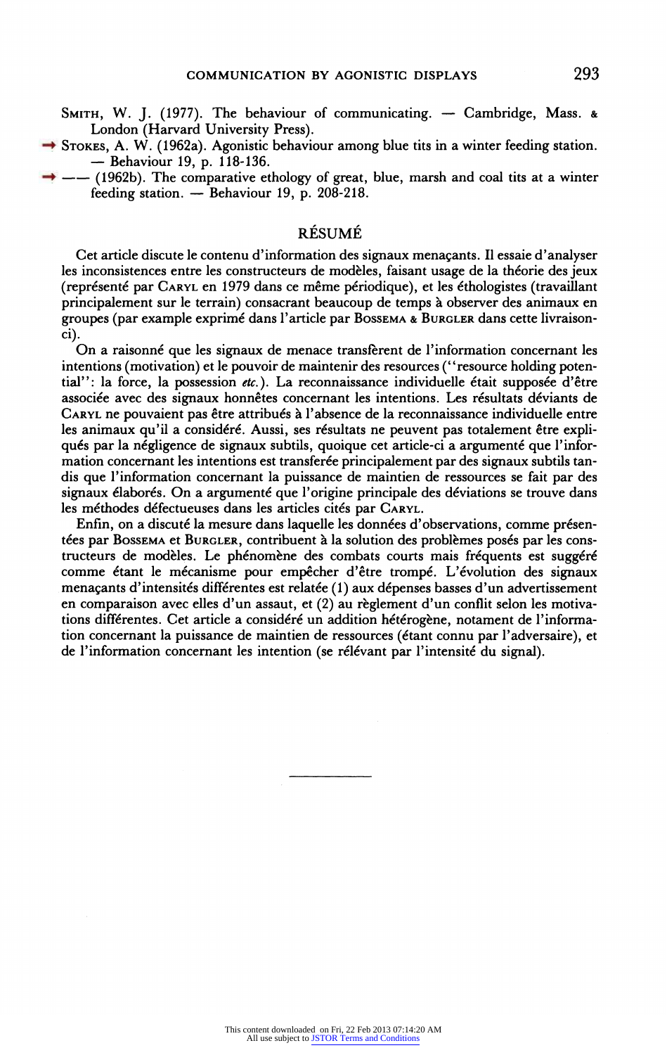Smith, W. J. (1977). The behaviour of communicating. — Cambridge, Mass. & London (Harvard University Press).

→ Stokes, A. W. (1962a). Agonistic behaviour among blue tits in a winter feeding station. — Behaviour 19, p. 118-136.

→ —— (1962b). The comparative ethology of great, blue, marsh and coal tits at a winter feeding station. — Behaviour 19, p. 208-218.

## RÉSUMÉ

Cet article discute le contenu d'information des signaux menaçants. Il essaie d'analyser les inconsistences entre les constructeurs de modèles, faisant usage de la théorie des jeux (représenté par Caryl en 1979 dans ce même périodique), et les éthologistes (travaillant principalement sur le terrain) consacrant beaucoup de temps à observer des animaux en groupes (par example exprimé dans l'article par Bossema & Burgler dans cette livraison-ci).

On a raisonné que les signaux de menace transfèrent de l'information concernant les intentions (motivation) et le pouvoir de maintenir des resources ("resource holding potential": la force, la possession *etc.*). La reconnaissance individuelle était supposée d'être associée avec des signaux honnêtes concernant les intentions. Les résultats déviants de Caryl ne pouvaient pas être attribués à l'absence de la reconnaissance individuelle entre les animaux qu'il a considéré. Aussi, ses résultats ne peuvent pas totalement être expliqués par la négligence de signaux subtils, quoique cet article-ci a argumenté que l'information concernant les intentions est transferée principalement par des signaux subtils tandis que l'information concernant la puissance de maintien de ressources se fait par des signaux élaborés. On a argumenté que l'origine principale des déviations se trouve dans les méthodes défectueuses dans les articles cités par Caryl.

Enfin, on a discuté la mesure dans laquelle les données d'observations, comme présentées par Bossema et Burgler, contribuent à la solution des problèmes posés par les constructeurs de modèles. Le phénomène des combats courts mais fréquents est suggéré comme étant le mécanisme pour empêcher d'être trompé. L'évolution des signaux menaçants d'intensités différentes est relatée (1) aux dépenses basses d'un advertissement en comparaison avec elles d'un assaut, et (2) au règlement d'un conflit selon les motivations différentes. Cet article a considéré un addition hétérogène, notament de l'information concernant la puissance de maintien de ressources (étant connu par l'adversaire), et de l'information concernant les intention (se rélévant par l'intensité du signal).